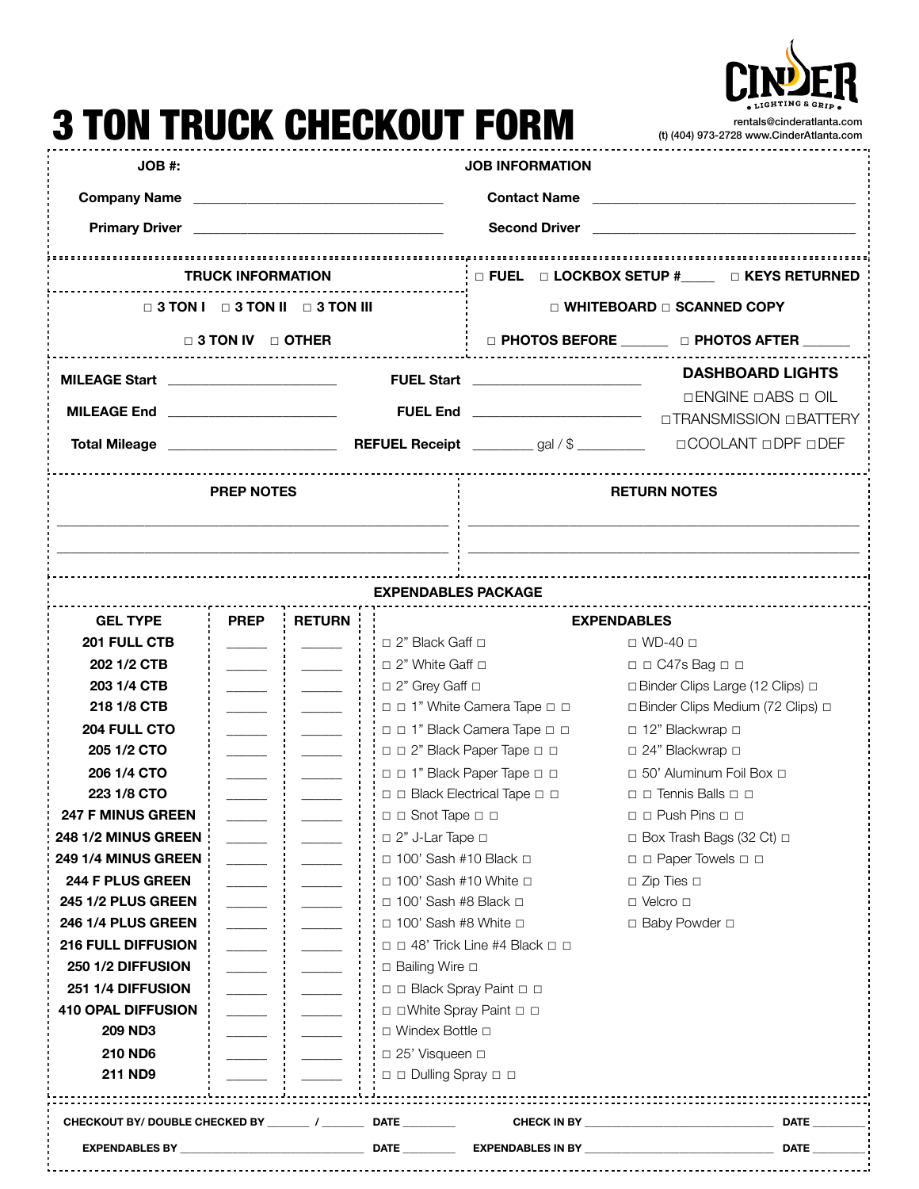# 3 TON TRUCK CHECKOUT FORM

CINDER LIGHTING & GRIP

rentals@cinderatlanta.com
(t) (404) 973-2728 www.CinderAtlanta.com

**JOB #:**

**JOB INFORMATION**

**Company Name** ______________________ **Contact Name** ______________________

**Primary Driver** ______________________ **Second Driver** ______________________

**TRUCK INFORMATION**

□ 3 TON I □ 3 TON II □ 3 TON III

□ 3 TON IV □ OTHER

□ FUEL □ LOCKBOX SETUP #_____ □ KEYS RETURNED

□ WHITEBOARD □ SCANNED COPY

□ PHOTOS BEFORE _______ □ PHOTOS AFTER _______

**MILEAGE Start** ______________________ **FUEL Start** ______________________

**MILEAGE End** ______________________ **FUEL End** ______________________

**Total Mileage** ______________________ **REFUEL Receipt** ________ gal / $ _________

**DASHBOARD LIGHTS**

□ENGINE □ABS □ OIL
□TRANSMISSION □BATTERY
□COOLANT □DPF □DEF

**PREP NOTES**

____________________________________________

____________________________________________

**RETURN NOTES**

____________________________________________

____________________________________________

## EXPENDABLES PACKAGE

| GEL TYPE | PREP | RETURN |
|---|---|---|
| 201 FULL CTB | ______ | ______ |
| 202 1/2 CTB | ______ | ______ |
| 203 1/4 CTB | ______ | ______ |
| 218 1/8 CTB | ______ | ______ |
| 204 FULL CTO | ______ | ______ |
| 205 1/2 CTO | ______ | ______ |
| 206 1/4 CTO | ______ | ______ |
| 223 1/8 CTO | ______ | ______ |
| 247 F MINUS GREEN | ______ | ______ |
| 248 1/2 MINUS GREEN | ______ | ______ |
| 249 1/4 MINUS GREEN | ______ | ______ |
| 244 F PLUS GREEN | ______ | ______ |
| 245 1/2 PLUS GREEN | ______ | ______ |
| 246 1/4 PLUS GREEN | ______ | ______ |
| 216 FULL DIFFUSION | ______ | ______ |
| 250 1/2 DIFFUSION | ______ | ______ |
| 251 1/4 DIFFUSION | ______ | ______ |
| 410 OPAL DIFFUSION | ______ | ______ |
| 209 ND3 | ______ | ______ |
| 210 ND6 | ______ | ______ |
| 211 ND9 | ______ | ______ |

**EXPENDABLES**

| | |
|---|---|
| □ 2" Black Gaff □ | □ WD-40 □ |
| □ 2" White Gaff □ | □ □ C47s Bag □ □ |
| □ 2" Grey Gaff □ | □ Binder Clips Large (12 Clips) □ |
| □ □ 1" White Camera Tape □ □ | □ Binder Clips Medium (72 Clips) □ |
| □ □ 1" Black Camera Tape □ □ | □ 12" Blackwrap □ |
| □ □ 2" Black Paper Tape □ □ | □ 24" Blackwrap □ |
| □ □ 1" Black Paper Tape □ □ | □ 50' Aluminum Foil Box □ |
| □ □ Black Electrical Tape □ □ | □ □ Tennis Balls □ □ |
| □ □ Snot Tape □ □ | □ □ Push Pins □ □ |
| □ 2" J-Lar Tape □ | □ Box Trash Bags (32 Ct) □ |
| □ 100' Sash #10 Black □ | □ □ Paper Towels □ □ |
| □ 100' Sash #10 White □ | □ Zip Ties □ |
| □ 100' Sash #8 Black □ | □ Velcro □ |
| □ 100' Sash #8 White □ | □ Baby Powder □ |
| □ □ 48' Trick Line #4 Black □ □ | |
| □ Bailing Wire □ | |
| □ □ Black Spray Paint □ □ | |
| □ □White Spray Paint □ □ | |
| □ Windex Bottle □ | |
| □ 25' Visqueen □ | |
| □ □ Dulling Spray □ □ | |

**CHECKOUT BY/ DOUBLE CHECKED BY** _______ / _______ **DATE** _________ **CHECK IN BY** ______________________ **DATE** _________

**EXPENDABLES BY** ______________________ **DATE** _________ **EXPENDABLES IN BY** ______________________ **DATE** _________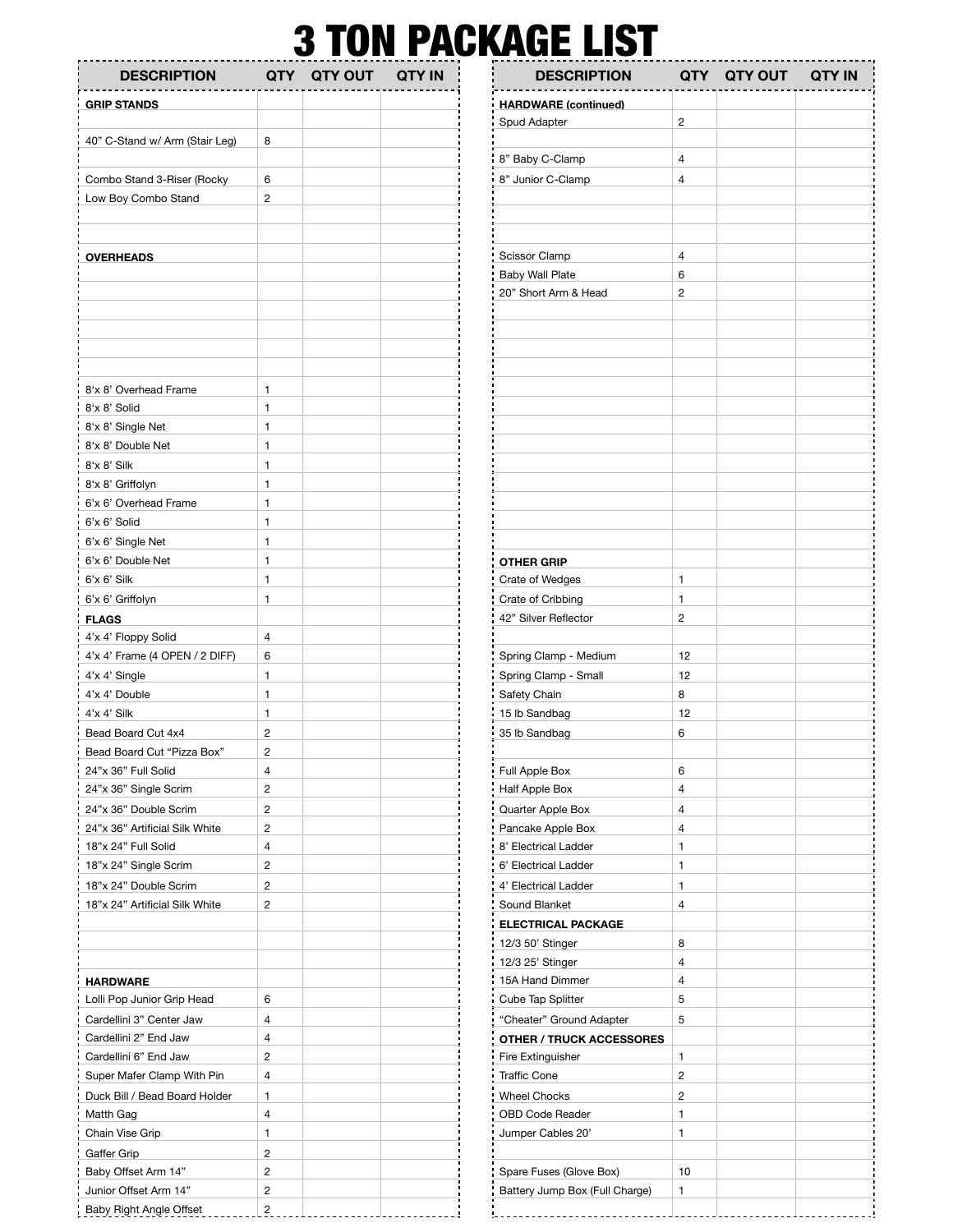# 3 TON PACKAGE LIST

| DESCRIPTION | QTY | QTY OUT | QTY IN |
|---|---|---|---|
| **GRIP STANDS** | | | |
| | | | |
| 40" C-Stand w/ Arm (Stair Leg) | 8 | | |
| | | | |
| Combo Stand 3-Riser (Rocky | 6 | | |
| Low Boy Combo Stand | 2 | | |
| | | | |
| | | | |
| **OVERHEADS** | | | |
| | | | |
| | | | |
| | | | |
| | | | |
| | | | |
| | | | |
| 8'x 8' Overhead Frame | 1 | | |
| 8'x 8' Solid | 1 | | |
| 8'x 8' Single Net | 1 | | |
| 8'x 8' Double Net | 1 | | |
| 8'x 8' Silk | 1 | | |
| 8'x 8' Griffolyn | 1 | | |
| 6'x 6' Overhead Frame | 1 | | |
| 6'x 6' Solid | 1 | | |
| 6'x 6' Single Net | 1 | | |
| 6'x 6' Double Net | 1 | | |
| 6'x 6' Silk | 1 | | |
| 6'x 6' Griffolyn | 1 | | |
| **FLAGS** | | | |
| 4'x 4' Floppy Solid | 4 | | |
| 4'x 4' Frame (4 OPEN / 2 DIFF) | 6 | | |
| 4'x 4' Single | 1 | | |
| 4'x 4' Double | 1 | | |
| 4'x 4' Silk | 1 | | |
| Bead Board Cut 4x4 | 2 | | |
| Bead Board Cut "Pizza Box" | 2 | | |
| 24"x 36" Full Solid | 4 | | |
| 24"x 36" Single Scrim | 2 | | |
| 24"x 36" Double Scrim | 2 | | |
| 24"x 36" Artificial Silk White | 2 | | |
| 18"x 24" Full Solid | 4 | | |
| 18"x 24" Single Scrim | 2 | | |
| 18"x 24" Double Scrim | 2 | | |
| 18"x 24" Artificial Silk White | 2 | | |
| | | | |
| | | | |
| | | | |
| **HARDWARE** | | | |
| Lolli Pop Junior Grip Head | 6 | | |
| Cardellini 3" Center Jaw | 4 | | |
| Cardellini 2" End Jaw | 4 | | |
| Cardellini 6" End Jaw | 2 | | |
| Super Mafer Clamp With Pin | 4 | | |
| Duck Bill / Bead Board Holder | 1 | | |
| Matth Gag | 4 | | |
| Chain Vise Grip | 1 | | |
| Gaffer Grip | 2 | | |
| Baby Offset Arm 14" | 2 | | |
| Junior Offset Arm 14" | 2 | | |
| Baby Right Angle Offset | 2 | | |

| DESCRIPTION | QTY | QTY OUT | QTY IN |
|---|---|---|---|
| **HARDWARE (continued)** | | | |
| Spud Adapter | 2 | | |
| | | | |
| 8" Baby C-Clamp | 4 | | |
| 8" Junior C-Clamp | 4 | | |
| | | | |
| | | | |
| | | | |
| Scissor Clamp | 4 | | |
| Baby Wall Plate | 6 | | |
| 20" Short Arm & Head | 2 | | |
| | | | |
| | | | |
| | | | |
| | | | |
| | | | |
| | | | |
| | | | |
| | | | |
| | | | |
| | | | |
| | | | |
| | | | |
| | | | |
| **OTHER GRIP** | | | |
| Crate of Wedges | 1 | | |
| Crate of Cribbing | 1 | | |
| 42" Silver Reflector | 2 | | |
| | | | |
| Spring Clamp - Medium | 12 | | |
| Spring Clamp - Small | 12 | | |
| Safety Chain | 8 | | |
| 15 lb Sandbag | 12 | | |
| 35 lb Sandbag | 6 | | |
| | | | |
| Full Apple Box | 6 | | |
| Half Apple Box | 4 | | |
| Quarter Apple Box | 4 | | |
| Pancake Apple Box | 4 | | |
| 8' Electrical Ladder | 1 | | |
| 6' Electrical Ladder | 1 | | |
| 4' Electrical Ladder | 1 | | |
| Sound Blanket | 4 | | |
| **ELECTRICAL PACKAGE** | | | |
| 12/3 50' Stinger | 8 | | |
| 12/3 25' Stinger | 4 | | |
| 15A Hand Dimmer | 4 | | |
| Cube Tap Splitter | 5 | | |
| "Cheater" Ground Adapter | 5 | | |
| **OTHER / TRUCK ACCESSORES** | | | |
| Fire Extinguisher | 1 | | |
| Traffic Cone | 2 | | |
| Wheel Chocks | 2 | | |
| OBD Code Reader | 1 | | |
| Jumper Cables 20' | 1 | | |
| | | | |
| Spare Fuses (Glove Box) | 10 | | |
| Battery Jump Box (Full Charge) | 1 | | |
| | | | |